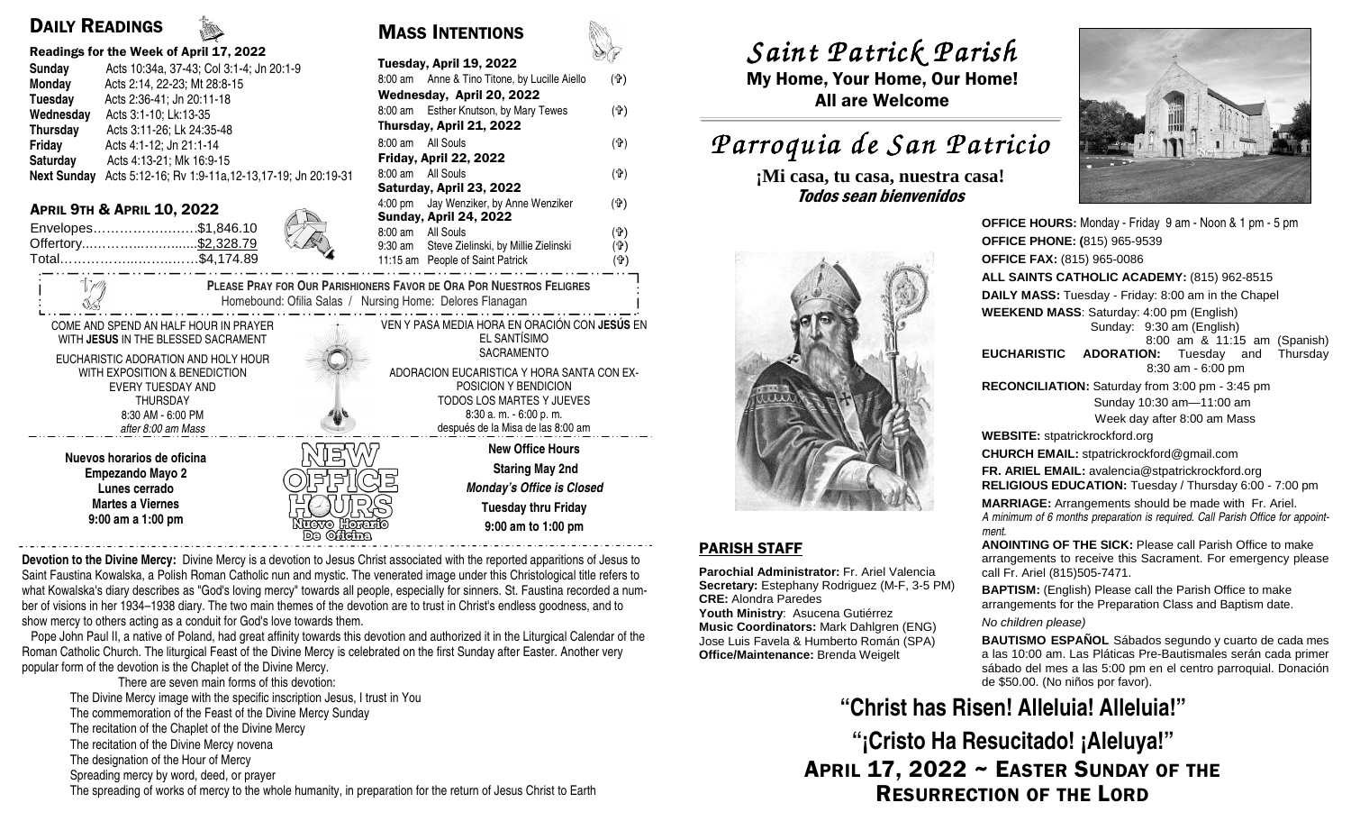## Daily Readings

**Readings for the Week of April 17, 2022**

| | |
|---|---|
| **Sunday** | Acts 10:34a, 37-43; Col 3:1-4; Jn 20:1-9 |
| **Monday** | Acts 2:14, 22-23; Mt 28:8-15 |
| **Tuesday** | Acts 2:36-41; Jn 20:11-18 |
| **Wednesday** | Acts 3:1-10; Lk:13-35 |
| **Thursday** | Acts 3:11-26; Lk 24:35-48 |
| **Friday** | Acts 4:1-12; Jn 21:1-14 |
| **Saturday** | Acts 4:13-21; Mk 16:9-15 |
| **Next Sunday** | Acts 5:12-16; Rv 1:9-11a,12-13,17-19; Jn 20:19-31 |

### April 9th & April 10, 2022

Envelopes……………………$1,846.10
Offertory...………....……........$2,328.79
Total……………...…….…….$4,174.89

## Mass Intentions

**Tuesday, April 19, 2022**
8:00 am Anne & Tino Titone, by Lucille Aiello (✞)
**Wednesday, April 20, 2022**
8:00 am Esther Knutson, by Mary Tewes (✞)
**Thursday, April 21, 2022**
8:00 am All Souls (✞)
**Friday, April 22, 2022**
8:00 am All Souls (✞)
**Saturday, April 23, 2022**
4:00 pm Jay Wenziker, by Anne Wenziker (✞)
**Sunday, April 24, 2022**
8:00 am All Souls (✞)
9:30 am Steve Zielinski, by Millie Zielinski (✞)
11:15 am People of Saint Patrick (✞)

**Please Pray for Our Parishioners Favor de Ora Por Nuestros Feligres**
Homebound: Ofilia Salas / Nursing Home: Delores Flanagan

COME AND SPEND AN HALF HOUR IN PRAYER WITH **JESUS** IN THE BLESSED SACRAMENT

EUCHARISTIC ADORATION AND HOLY HOUR WITH EXPOSITION & BENEDICTION EVERY TUESDAY AND THURSDAY 8:30 AM - 6:00 PM *after 8:00 am Mass*

VEN Y PASA MEDIA HORA EN ORACIÓN CON **JESÚS** EN EL SANTÍSIMO SACRAMENTO

ADORACION EUCARISTICA Y HORA SANTA CON EXPOSICION Y BENDICION TODOS LOS MARTES Y JUEVES 8:30 a. m. - 6:00 p. m. después de la Misa de las 8:00 am

**Nuevos horarios de oficina**
**Empezando Mayo 2**
**Lunes cerrado**
**Martes a Viernes**
**9:00 am a 1:00 pm**

NEW OFFICE HOURS
Nuevo Horario De Oficina

**New Office Hours**
**Staring May 2nd**
***Monday's Office is Closed***
**Tuesday thru Friday**
**9:00 am to 1:00 pm**

**Devotion to the Divine Mercy:** Divine Mercy is a devotion to Jesus Christ associated with the reported apparitions of Jesus to Saint Faustina Kowalska, a Polish Roman Catholic nun and mystic. The venerated image under this Christological title refers to what Kowalska's diary describes as "God's loving mercy" towards all people, especially for sinners. St. Faustina recorded a number of visions in her 1934–1938 diary. The two main themes of the devotion are to trust in Christ's endless goodness, and to show mercy to others acting as a conduit for God's love towards them.

Pope John Paul II, a native of Poland, had great affinity towards this devotion and authorized it in the Liturgical Calendar of the Roman Catholic Church. The liturgical Feast of the Divine Mercy is celebrated on the first Sunday after Easter. Another very popular form of the devotion is the Chaplet of the Divine Mercy.

There are seven main forms of this devotion:

- The Divine Mercy image with the specific inscription Jesus, I trust in You
- The commemoration of the Feast of the Divine Mercy Sunday
- The recitation of the Chaplet of the Divine Mercy
- The recitation of the Divine Mercy novena
- The designation of the Hour of Mercy
- Spreading mercy by word, deed, or prayer
- The spreading of works of mercy to the whole humanity, in preparation for the return of Jesus Christ to Earth

# *Saint Patrick Parish*

**My Home, Your Home, Our Home!**
**All are Welcome**

# *Parroquia de San Patricio*

**¡Mi casa, tu casa, nuestra casa!**
***Todos sean bienvenidos***

**OFFICE HOURS:** Monday - Friday 9 am - Noon & 1 pm - 5 pm
**OFFICE PHONE: (**815) 965-9539
**OFFICE FAX:** (815) 965-0086
**ALL SAINTS CATHOLIC ACADEMY:** (815) 962-8515
**DAILY MASS:** Tuesday - Friday: 8:00 am in the Chapel
**WEEKEND MASS**: Saturday: 4:00 pm (English)
Sunday: 9:30 am (English)
8:00 am & 11:15 am (Spanish)
**EUCHARISTIC ADORATION:** Tuesday and Thursday 8:30 am - 6:00 pm
**RECONCILIATION:** Saturday from 3:00 pm - 3:45 pm
Sunday 10:30 am—11:00 am
Week day after 8:00 am Mass
**WEBSITE:** stpatrickrockford.org
**CHURCH EMAIL:** stpatrickrockford@gmail.com
**FR. ARIEL EMAIL:** avalencia@stpatrickrockford.org
**RELIGIOUS EDUCATION:** Tuesday / Thursday 6:00 - 7:00 pm
**MARRIAGE:** Arrangements should be made with Fr. Ariel. *A minimum of 6 months preparation is required. Call Parish Office for appointment.*
**ANOINTING OF THE SICK:** Please call Parish Office to make arrangements to receive this Sacrament. For emergency please call Fr. Ariel (815)505-7471.
**BAPTISM:** (English) Please call the Parish Office to make arrangements for the Preparation Class and Baptism date.
*No children please)*
**BAUTISMO ESPAÑOL** Sábados segundo y cuarto de cada mes a las 10:00 am. Las Pláticas Pre-Bautismales serán cada primer sábado del mes a las 5:00 pm en el centro parroquial. Donación de $50.00. (No niños por favor).

## Parish Staff

**Parochial Administrator:** Fr. Ariel Valencia
**Secretary:** Estephany Rodriguez (M-F, 3-5 PM)
**CRE:** Alondra Paredes
**Youth Ministry**: Asucena Gutiérrez
**Music Coordinators:** Mark Dahlgren (ENG)
Jose Luis Favela & Humberto Román (SPA)
**Office/Maintenance:** Brenda Weigelt

## "Christ has Risen! Alleluia! Alleluia!"

## "¡Cristo Ha Resucitado! ¡Aleluya!"

## April 17, 2022 ~ Easter Sunday of the Resurrection of the Lord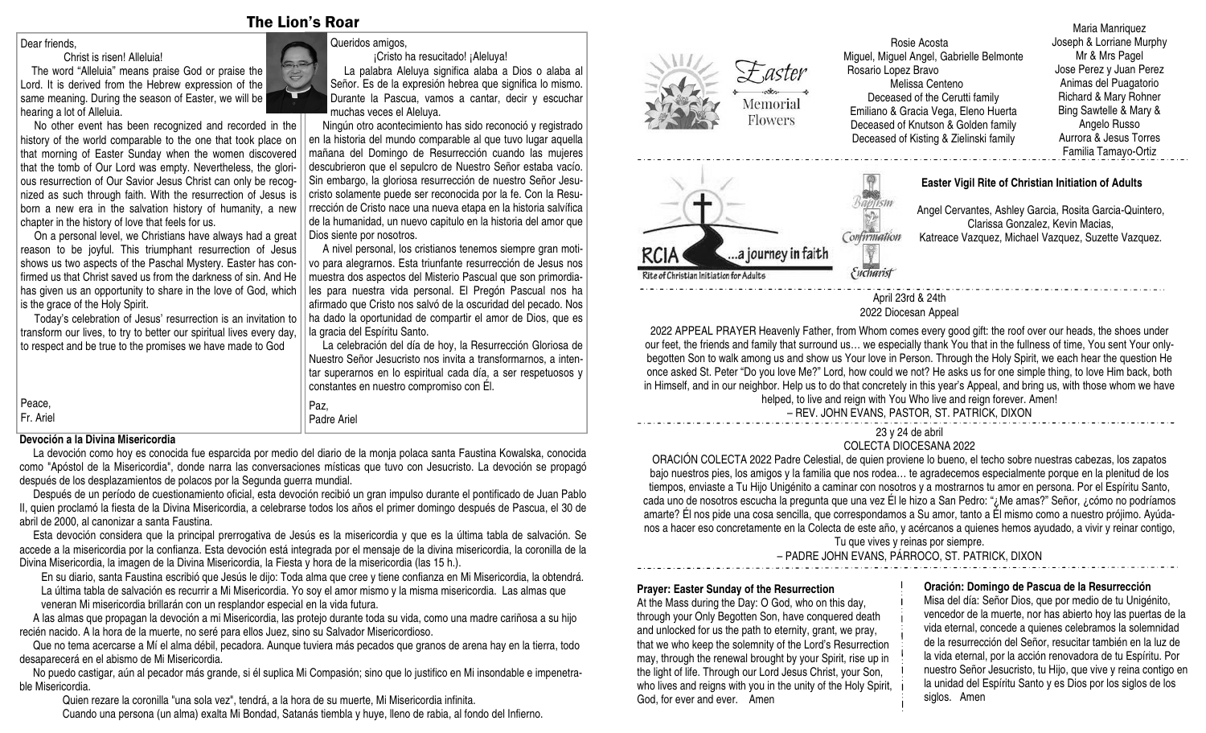# The Lion's Roar

Dear friends,

Christ is risen! Alleluia!

The word "Alleluia" means praise God or praise the Lord. It is derived from the Hebrew expression of the same meaning. During the season of Easter, we will be hearing a lot of Alleluia.

No other event has been recognized and recorded in the history of the world comparable to the one that took place on that morning of Easter Sunday when the women discovered that the tomb of Our Lord was empty. Nevertheless, the glorious resurrection of Our Savior Jesus Christ can only be recognized as such through faith. With the resurrection of Jesus is born a new era in the salvation history of humanity, a new chapter in the history of love that feels for us.

On a personal level, we Christians have always had a great reason to be joyful. This triumphant resurrection of Jesus shows us two aspects of the Paschal Mystery. Easter has confirmed us that Christ saved us from the darkness of sin. And He has given us an opportunity to share in the love of God, which is the grace of the Holy Spirit.

Today's celebration of Jesus' resurrection is an invitation to transform our lives, to try to better our spiritual lives every day, to respect and be true to the promises we have made to God

Peace,
Fr. Ariel

Queridos amigos,

¡Cristo ha resucitado! ¡Aleluya!

La palabra Aleluya significa alaba a Dios o alaba al Señor. Es de la expresión hebrea que significa lo mismo. Durante la Pascua, vamos a cantar, decir y escuchar muchas veces el Aleluya.

Ningún otro acontecimiento has sido reconoció y registrado en la historia del mundo comparable al que tuvo lugar aquella mañana del Domingo de Resurrección cuando las mujeres descubrieron que el sepulcro de Nuestro Señor estaba vacío. Sin embargo, la gloriosa resurrección de nuestro Señor Jesucristo solamente puede ser reconocida por la fe. Con la Resurrección de Cristo nace una nueva etapa en la historia salvífica de la humanidad, un nuevo capítulo en la historia del amor que Dios siente por nosotros.

A nivel personal, los cristianos tenemos siempre gran motivo para alegrarnos. Esta triunfante resurrección de Jesus nos muestra dos aspectos del Misterio Pascual que son primordiales para nuestra vida personal. El Pregón Pascual nos ha afirmado que Cristo nos salvó de la oscuridad del pecado. Nos ha dado la oportunidad de compartir el amor de Dios, que es la gracia del Espíritu Santo.

La celebración del día de hoy, la Resurrección Gloriosa de Nuestro Señor Jesucristo nos invita a transformarnos, a intentar superarnos en lo espiritual cada día, a ser respetuosos y constantes en nuestro compromiso con Él.

Paz,
Padre Ariel

## Devoción a la Divina Misericordia

La devoción como hoy es conocida fue esparcida por medio del diario de la monja polaca santa Faustina Kowalska, conocida como "Apóstol de la Misericordia", donde narra las conversaciones místicas que tuvo con Jesucristo. La devoción se propagó después de los desplazamientos de polacos por la Segunda guerra mundial.

Después de un período de cuestionamiento oficial, esta devoción recibió un gran impulso durante el pontificado de Juan Pablo II, quien proclamó la fiesta de la Divina Misericordia, a celebrarse todos los años el primer domingo después de Pascua, el 30 de abril de 2000, al canonizar a santa Faustina.

Esta devoción considera que la principal prerrogativa de Jesús es la misericordia y que es la última tabla de salvación. Se accede a la misericordia por la confianza. Esta devoción está integrada por el mensaje de la divina misericordia, la coronilla de la Divina Misericordia, la imagen de la Divina Misericordia, la Fiesta y hora de la misericordia (las 15 h.).

En su diario, santa Faustina escribió que Jesús le dijo: Toda alma que cree y tiene confianza en Mi Misericordia, la obtendrá. La última tabla de salvación es recurrir a Mi Misericordia. Yo soy el amor mismo y la misma misericordia. Las almas que veneran Mi misericordia brillarán con un resplandor especial en la vida futura.

A las almas que propagan la devoción a mi Misericordia, las protejo durante toda su vida, como una madre cariñosa a su hijo recién nacido. A la hora de la muerte, no seré para ellos Juez, sino su Salvador Misericordioso.

Que no tema acercarse a Mí el alma débil, pecadora. Aunque tuviera más pecados que granos de arena hay en la tierra, todo desaparecerá en el abismo de Mi Misericordia.

No puedo castigar, aún al pecador más grande, si él suplica Mi Compasión; sino que lo justifico en Mi insondable e impenetrable Misericordia.

Quien rezare la coronilla "una sola vez", tendrá, a la hora de su muerte, Mi Misericordia infinita.

Cuando una persona (un alma) exalta Mi Bondad, Satanás tiembla y huye, lleno de rabia, al fondo del Infierno.

## Easter Memorial Flowers

Rosie Acosta
Miguel, Miguel Angel, Gabrielle Belmonte
Rosario Lopez Bravo
Melissa Centeno
Deceased of the Cerutti family
Emiliano & Gracia Vega, Eleno Huerta
Deceased of Knutson & Golden family
Deceased of Kisting & Zielinski family

Maria Manriquez
Joseph & Lorriane Murphy
Mr & Mrs Pagel
Jose Perez y Juan Perez
Animas del Puagatorio
Richard & Mary Rohner
Bing Sawtelle & Mary & Angelo Russo
Aurrora & Jesus Torres
Familia Tamayo-Ortiz

## RCIA ...a journey in faith

Rite of Christian Initiation for Adults

Baptism
Confirmation
Eucharist

**Easter Vigil Rite of Christian Initiation of Adults**

Angel Cervantes, Ashley Garcia, Rosita Garcia-Quintero, Clarissa Gonzalez, Kevin Macias, Katreace Vazquez, Michael Vazquez, Suzette Vazquez.

April 23rd & 24th
2022 Diocesan Appeal

2022 APPEAL PRAYER Heavenly Father, from Whom comes every good gift: the roof over our heads, the shoes under our feet, the friends and family that surround us… we especially thank You that in the fullness of time, You sent Your only-begotten Son to walk among us and show us Your love in Person. Through the Holy Spirit, we each hear the question He once asked St. Peter "Do you love Me?" Lord, how could we not? He asks us for one simple thing, to love Him back, both in Himself, and in our neighbor. Help us to do that concretely in this year's Appeal, and bring us, with those whom we have helped, to live and reign with You Who live and reign forever. Amen!

– REV. JOHN EVANS, PASTOR, ST. PATRICK, DIXON

23 y 24 de abril
COLECTA DIOCESANA 2022

ORACIÓN COLECTA 2022 Padre Celestial, de quien proviene lo bueno, el techo sobre nuestras cabezas, los zapatos bajo nuestros pies, los amigos y la familia que nos rodea… te agradecemos especialmente porque en la plenitud de los tiempos, enviaste a Tu Hijo Unigénito a caminar con nosotros y a mostrarnos tu amor en persona. Por el Espíritu Santo, cada uno de nosotros escucha la pregunta que una vez Él le hizo a San Pedro: "¿Me amas?" Señor, ¿cómo no podríamos amarte? Él nos pide una cosa sencilla, que correspondamos a Su amor, tanto a Él mismo como a nuestro prójimo. Ayúdanos a hacer eso concretamente en la Colecta de este año, y acércanos a quienes hemos ayudado, a vivir y reinar contigo, Tu que vives y reinas por siempre.

– PADRE JOHN EVANS, PÁRROCO, ST. PATRICK, DIXON

**Prayer: Easter Sunday of the Resurrection**

At the Mass during the Day: O God, who on this day, through your Only Begotten Son, have conquered death and unlocked for us the path to eternity, grant, we pray, that we who keep the solemnity of the Lord's Resurrection may, through the renewal brought by your Spirit, rise up in the light of life. Through our Lord Jesus Christ, your Son, who lives and reigns with you in the unity of the Holy Spirit, God, for ever and ever. Amen

**Oración: Domingo de Pascua de la Resurrección**

Misa del día: Señor Dios, que por medio de tu Unigénito, vencedor de la muerte, nor has abierto hoy las puertas de la vida eternal, concede a quienes celebramos la solemnidad de la resurrección del Señor, resucitar también en la luz de la vida eternal, por la acción renovadora de tu Espíritu. Por nuestro Señor Jesucristo, tu Hijo, que vive y reina contigo en la unidad del Espíritu Santo y es Dios por los siglos de los siglos. Amen